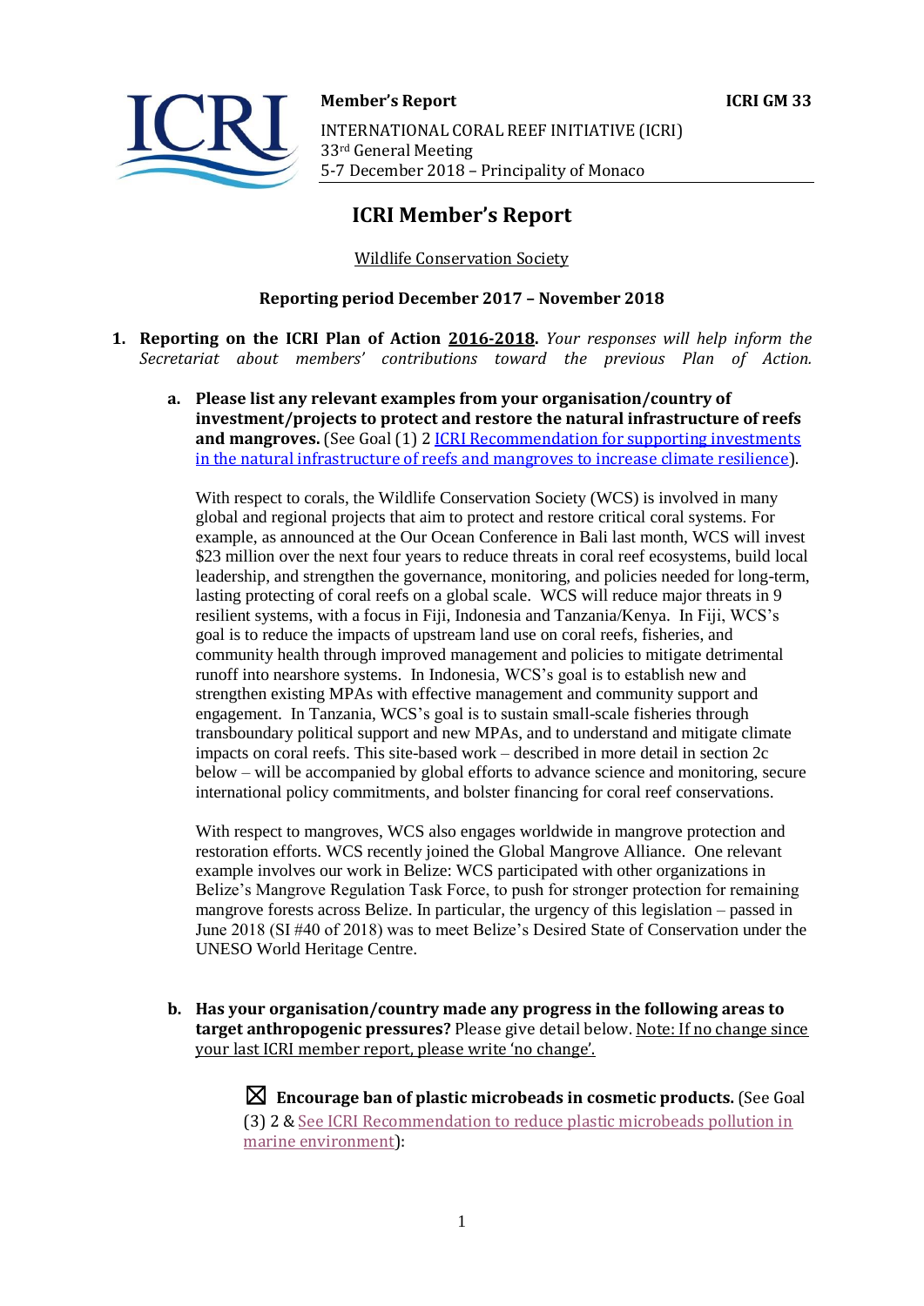**Member's Report** **ICRI GM 33**

INTERNATIONAL CORAL REEF INITIATIVE (ICRI)
33rd General Meeting
5-7 December 2018 – Principality of Monaco

# ICRI Member's Report

Wildlife Conservation Society

**Reporting period December 2017 – November 2018**

1. **Reporting on the ICRI Plan of Action 2016-2018.** *Your responses will help inform the Secretariat about members' contributions toward the previous Plan of Action.*

   a. **Please list any relevant examples from your organisation/country of investment/projects to protect and restore the natural infrastructure of reefs and mangroves.** (See Goal (1) 2 ICRI Recommendation for supporting investments in the natural infrastructure of reefs and mangroves to increase climate resilience).

   With respect to corals, the Wildlife Conservation Society (WCS) is involved in many global and regional projects that aim to protect and restore critical coral systems. For example, as announced at the Our Ocean Conference in Bali last month, WCS will invest $23 million over the next four years to reduce threats in coral reef ecosystems, build local leadership, and strengthen the governance, monitoring, and policies needed for long-term, lasting protecting of coral reefs on a global scale. WCS will reduce major threats in 9 resilient systems, with a focus in Fiji, Indonesia and Tanzania/Kenya. In Fiji, WCS's goal is to reduce the impacts of upstream land use on coral reefs, fisheries, and community health through improved management and policies to mitigate detrimental runoff into nearshore systems. In Indonesia, WCS's goal is to establish new and strengthen existing MPAs with effective management and community support and engagement. In Tanzania, WCS's goal is to sustain small-scale fisheries through transboundary political support and new MPAs, and to understand and mitigate climate impacts on coral reefs. This site-based work – described in more detail in section 2c below – will be accompanied by global efforts to advance science and monitoring, secure international policy commitments, and bolster financing for coral reef conservations.

   With respect to mangroves, WCS also engages worldwide in mangrove protection and restoration efforts. WCS recently joined the Global Mangrove Alliance. One relevant example involves our work in Belize: WCS participated with other organizations in Belize's Mangrove Regulation Task Force, to push for stronger protection for remaining mangrove forests across Belize. In particular, the urgency of this legislation – passed in June 2018 (SI #40 of 2018) was to meet Belize's Desired State of Conservation under the UNESO World Heritage Centre.

   b. **Has your organisation/country made any progress in the following areas to target anthropogenic pressures?** Please give detail below. Note: If no change since your last ICRI member report, please write 'no change'.

      ☒ **Encourage ban of plastic microbeads in cosmetic products.** (See Goal (3) 2 & See ICRI Recommendation to reduce plastic microbeads pollution in marine environment):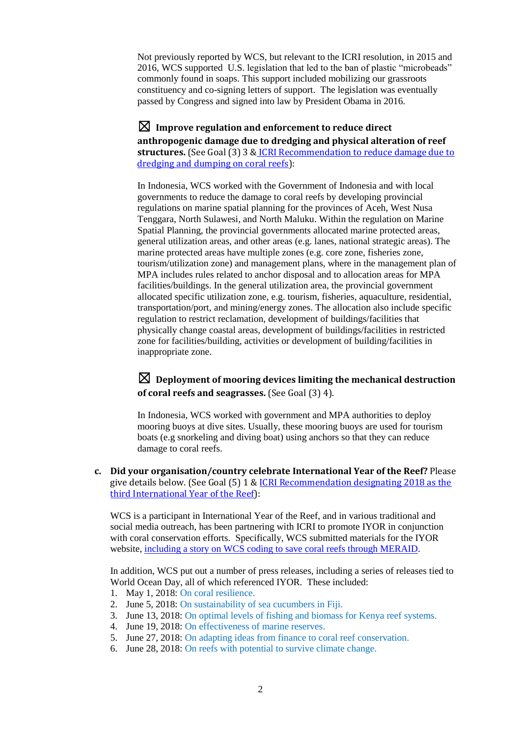Not previously reported by WCS, but relevant to the ICRI resolution, in 2015 and 2016, WCS supported U.S. legislation that led to the ban of plastic "microbeads" commonly found in soaps. This support included mobilizing our grassroots constituency and co-signing letters of support. The legislation was eventually passed by Congress and signed into law by President Obama in 2016.

☒ **Improve regulation and enforcement to reduce direct anthropogenic damage due to dredging and physical alteration of reef structures.** (See Goal (3) 3 & [ICRI Recommendation to reduce damage due to dredging and dumping on coral reefs](#)):

In Indonesia, WCS worked with the Government of Indonesia and with local governments to reduce the damage to coral reefs by developing provincial regulations on marine spatial planning for the provinces of Aceh, West Nusa Tenggara, North Sulawesi, and North Maluku. Within the regulation on Marine Spatial Planning, the provincial governments allocated marine protected areas, general utilization areas, and other areas (e.g. lanes, national strategic areas). The marine protected areas have multiple zones (e.g. core zone, fisheries zone, tourism/utilization zone) and management plans, where in the management plan of MPA includes rules related to anchor disposal and to allocation areas for MPA facilities/buildings. In the general utilization area, the provincial government allocated specific utilization zone, e.g. tourism, fisheries, aquaculture, residential, transportation/port, and mining/energy zones. The allocation also include specific regulation to restrict reclamation, development of buildings/facilities that physically change coastal areas, development of buildings/facilities in restricted zone for facilities/building, activities or development of building/facilities in inappropriate zone.

☒ **Deployment of mooring devices limiting the mechanical destruction of coral reefs and seagrasses.** (See Goal (3) 4).

In Indonesia, WCS worked with government and MPA authorities to deploy mooring buoys at dive sites. Usually, these mooring buoys are used for tourism boats (e.g snorkeling and diving boat) using anchors so that they can reduce damage to coral reefs.

**c. Did your organisation/country celebrate International Year of the Reef?** Please give details below. (See Goal (5) 1 & [ICRI Recommendation designating 2018 as the third International Year of the Reef](#)):

WCS is a participant in International Year of the Reef, and in various traditional and social media outreach, has been partnering with ICRI to promote IYOR in conjunction with coral conservation efforts. Specifically, WCS submitted materials for the IYOR website, [including a story on WCS coding to save coral reefs through MERAID](#).

In addition, WCS put out a number of press releases, including a series of releases tied to World Ocean Day, all of which referenced IYOR. These included:

1. May 1, 2018: On coral resilience.
2. June 5, 2018: On sustainability of sea cucumbers in Fiji.
3. June 13, 2018: On optimal levels of fishing and biomass for Kenya reef systems.
4. June 19, 2018: On effectiveness of marine reserves.
5. June 27, 2018: On adapting ideas from finance to coral reef conservation.
6. June 28, 2018: On reefs with potential to survive climate change.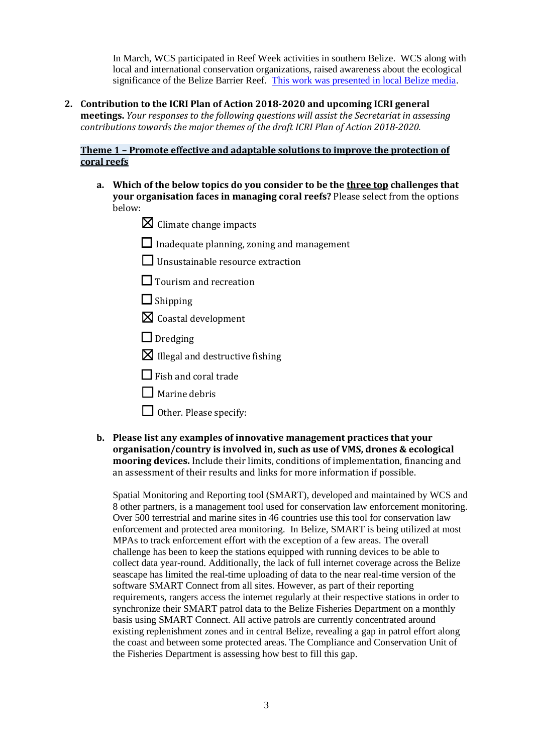In March, WCS participated in Reef Week activities in southern Belize. WCS along with local and international conservation organizations, raised awareness about the ecological significance of the Belize Barrier Reef. [This work was presented in local Belize media](#).

2. **Contribution to the ICRI Plan of Action 2018-2020 and upcoming ICRI general meetings.** *Your responses to the following questions will assist the Secretariat in assessing contributions towards the major themes of the draft ICRI Plan of Action 2018-2020.*

**Theme 1 – Promote effective and adaptable solutions to improve the protection of coral reefs**

a. **Which of the below topics do you consider to be the three top challenges that your organisation faces in managing coral reefs?** Please select from the options below:

- ☒ Climate change impacts
- ☐ Inadequate planning, zoning and management
- ☐ Unsustainable resource extraction
- ☐ Tourism and recreation
- ☐ Shipping
- ☒ Coastal development
- ☐ Dredging
- ☒ Illegal and destructive fishing
- ☐ Fish and coral trade
- ☐ Marine debris
- ☐ Other. Please specify:

b. **Please list any examples of innovative management practices that your organisation/country is involved in, such as use of VMS, drones & ecological mooring devices.** Include their limits, conditions of implementation, financing and an assessment of their results and links for more information if possible.

Spatial Monitoring and Reporting tool (SMART), developed and maintained by WCS and 8 other partners, is a management tool used for conservation law enforcement monitoring. Over 500 terrestrial and marine sites in 46 countries use this tool for conservation law enforcement and protected area monitoring. In Belize, SMART is being utilized at most MPAs to track enforcement effort with the exception of a few areas. The overall challenge has been to keep the stations equipped with running devices to be able to collect data year-round. Additionally, the lack of full internet coverage across the Belize seascape has limited the real-time uploading of data to the near real-time version of the software SMART Connect from all sites. However, as part of their reporting requirements, rangers access the internet regularly at their respective stations in order to synchronize their SMART patrol data to the Belize Fisheries Department on a monthly basis using SMART Connect. All active patrols are currently concentrated around existing replenishment zones and in central Belize, revealing a gap in patrol effort along the coast and between some protected areas. The Compliance and Conservation Unit of the Fisheries Department is assessing how best to fill this gap.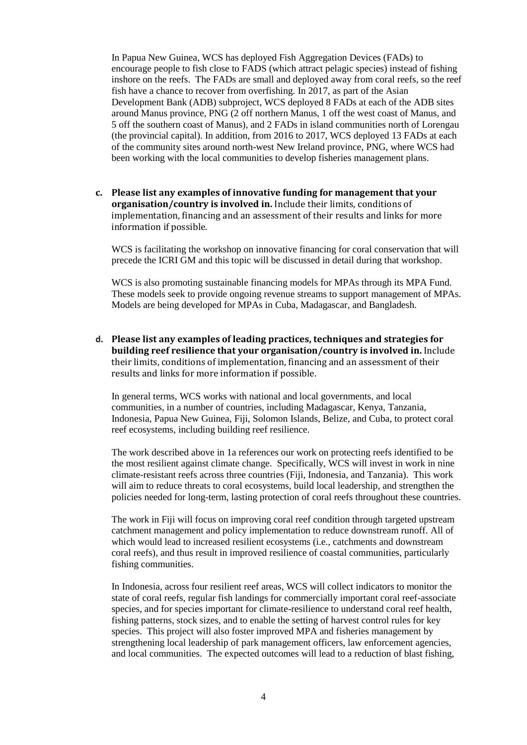In Papua New Guinea, WCS has deployed Fish Aggregation Devices (FADs) to encourage people to fish close to FADS (which attract pelagic species) instead of fishing inshore on the reefs. The FADs are small and deployed away from coral reefs, so the reef fish have a chance to recover from overfishing. In 2017, as part of the Asian Development Bank (ADB) subproject, WCS deployed 8 FADs at each of the ADB sites around Manus province, PNG (2 off northern Manus, 1 off the west coast of Manus, and 5 off the southern coast of Manus), and 2 FADs in island communities north of Lorengau (the provincial capital). In addition, from 2016 to 2017, WCS deployed 13 FADs at each of the community sites around north-west New Ireland province, PNG, where WCS had been working with the local communities to develop fisheries management plans.

c. **Please list any examples of innovative funding for management that your organisation/country is involved in.** Include their limits, conditions of implementation, financing and an assessment of their results and links for more information if possible.

WCS is facilitating the workshop on innovative financing for coral conservation that will precede the ICRI GM and this topic will be discussed in detail during that workshop.

WCS is also promoting sustainable financing models for MPAs through its MPA Fund. These models seek to provide ongoing revenue streams to support management of MPAs. Models are being developed for MPAs in Cuba, Madagascar, and Bangladesh.

d. **Please list any examples of leading practices, techniques and strategies for building reef resilience that your organisation/country is involved in.** Include their limits, conditions of implementation, financing and an assessment of their results and links for more information if possible.

In general terms, WCS works with national and local governments, and local communities, in a number of countries, including Madagascar, Kenya, Tanzania, Indonesia, Papua New Guinea, Fiji, Solomon Islands, Belize, and Cuba, to protect coral reef ecosystems, including building reef resilience.

The work described above in 1a references our work on protecting reefs identified to be the most resilient against climate change. Specifically, WCS will invest in work in nine climate-resistant reefs across three countries (Fiji, Indonesia, and Tanzania). This work will aim to reduce threats to coral ecosystems, build local leadership, and strengthen the policies needed for long-term, lasting protection of coral reefs throughout these countries.

The work in Fiji will focus on improving coral reef condition through targeted upstream catchment management and policy implementation to reduce downstream runoff. All of which would lead to increased resilient ecosystems (i.e., catchments and downstream coral reefs), and thus result in improved resilience of coastal communities, particularly fishing communities.

In Indonesia, across four resilient reef areas, WCS will collect indicators to monitor the state of coral reefs, regular fish landings for commercially important coral reef-associate species, and for species important for climate-resilience to understand coral reef health, fishing patterns, stock sizes, and to enable the setting of harvest control rules for key species. This project will also foster improved MPA and fisheries management by strengthening local leadership of park management officers, law enforcement agencies, and local communities. The expected outcomes will lead to a reduction of blast fishing,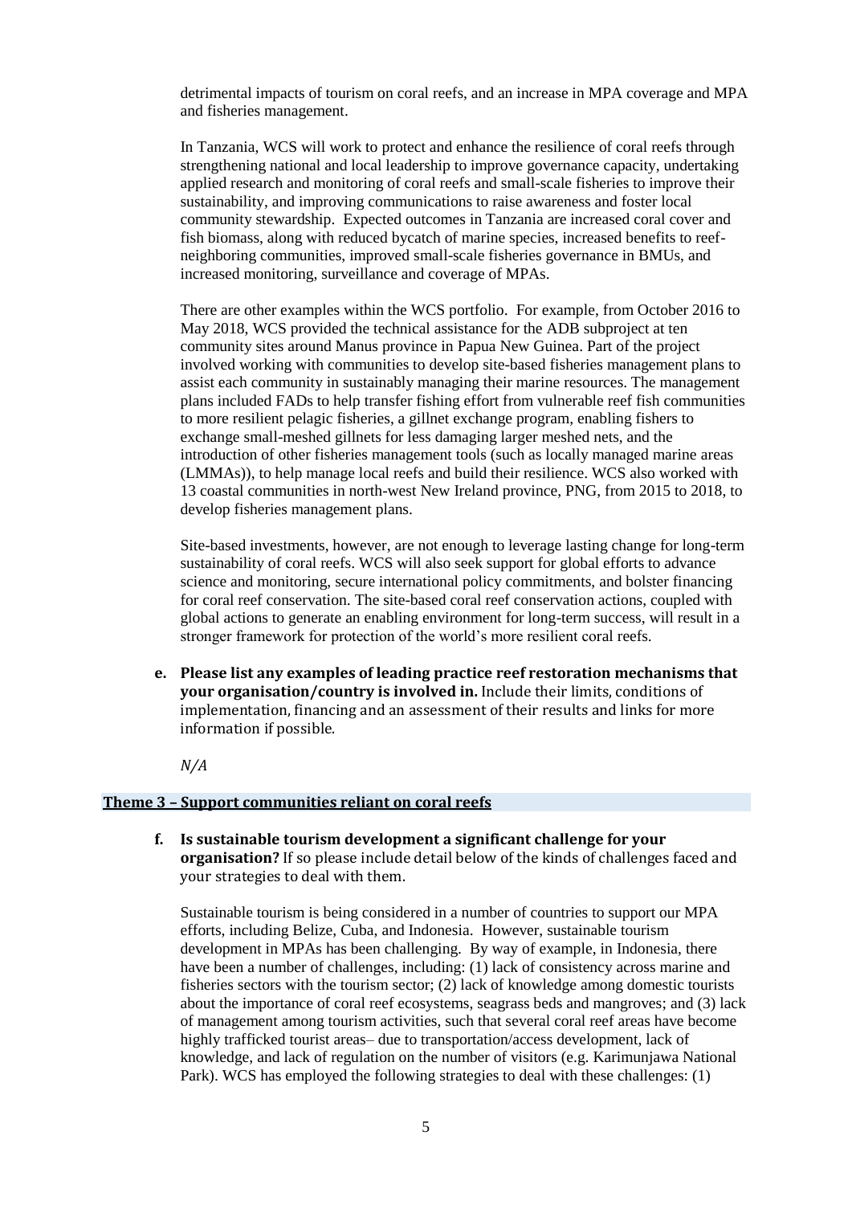detrimental impacts of tourism on coral reefs, and an increase in MPA coverage and MPA and fisheries management.

In Tanzania, WCS will work to protect and enhance the resilience of coral reefs through strengthening national and local leadership to improve governance capacity, undertaking applied research and monitoring of coral reefs and small-scale fisheries to improve their sustainability, and improving communications to raise awareness and foster local community stewardship. Expected outcomes in Tanzania are increased coral cover and fish biomass, along with reduced bycatch of marine species, increased benefits to reef-neighboring communities, improved small-scale fisheries governance in BMUs, and increased monitoring, surveillance and coverage of MPAs.

There are other examples within the WCS portfolio. For example, from October 2016 to May 2018, WCS provided the technical assistance for the ADB subproject at ten community sites around Manus province in Papua New Guinea. Part of the project involved working with communities to develop site-based fisheries management plans to assist each community in sustainably managing their marine resources. The management plans included FADs to help transfer fishing effort from vulnerable reef fish communities to more resilient pelagic fisheries, a gillnet exchange program, enabling fishers to exchange small-meshed gillnets for less damaging larger meshed nets, and the introduction of other fisheries management tools (such as locally managed marine areas (LMMAs)), to help manage local reefs and build their resilience. WCS also worked with 13 coastal communities in north-west New Ireland province, PNG, from 2015 to 2018, to develop fisheries management plans.

Site-based investments, however, are not enough to leverage lasting change for long-term sustainability of coral reefs. WCS will also seek support for global efforts to advance science and monitoring, secure international policy commitments, and bolster financing for coral reef conservation. The site-based coral reef conservation actions, coupled with global actions to generate an enabling environment for long-term success, will result in a stronger framework for protection of the world's more resilient coral reefs.

**e. Please list any examples of leading practice reef restoration mechanisms that your organisation/country is involved in.** Include their limits, conditions of implementation, financing and an assessment of their results and links for more information if possible.

*N/A*

## Theme 3 – Support communities reliant on coral reefs

**f. Is sustainable tourism development a significant challenge for your organisation?** If so please include detail below of the kinds of challenges faced and your strategies to deal with them.

Sustainable tourism is being considered in a number of countries to support our MPA efforts, including Belize, Cuba, and Indonesia. However, sustainable tourism development in MPAs has been challenging. By way of example, in Indonesia, there have been a number of challenges, including: (1) lack of consistency across marine and fisheries sectors with the tourism sector; (2) lack of knowledge among domestic tourists about the importance of coral reef ecosystems, seagrass beds and mangroves; and (3) lack of management among tourism activities, such that several coral reef areas have become highly trafficked tourist areas– due to transportation/access development, lack of knowledge, and lack of regulation on the number of visitors (e.g. Karimunjawa National Park). WCS has employed the following strategies to deal with these challenges: (1)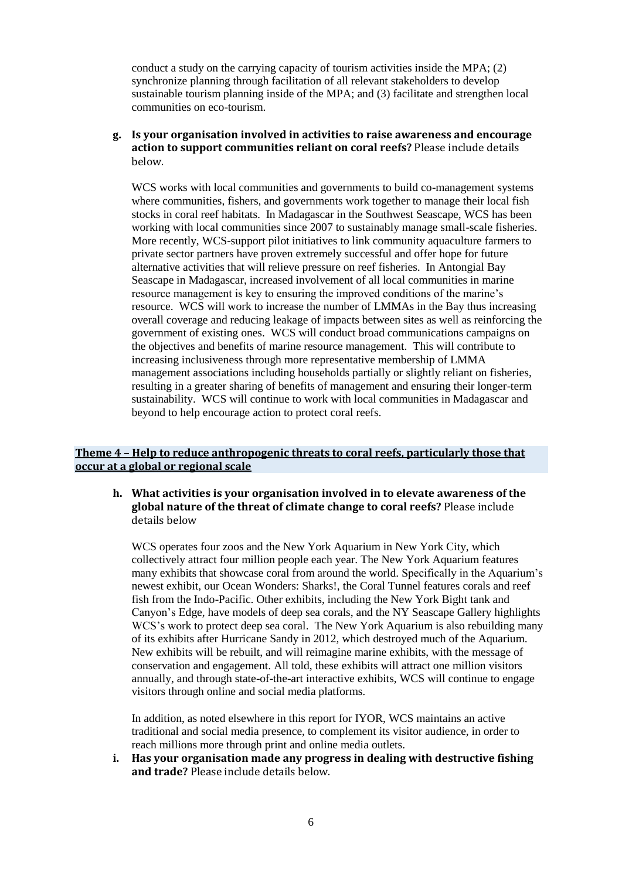conduct a study on the carrying capacity of tourism activities inside the MPA; (2) synchronize planning through facilitation of all relevant stakeholders to develop sustainable tourism planning inside of the MPA; and (3) facilitate and strengthen local communities on eco-tourism.

**g. Is your organisation involved in activities to raise awareness and encourage action to support communities reliant on coral reefs?** Please include details below.

WCS works with local communities and governments to build co-management systems where communities, fishers, and governments work together to manage their local fish stocks in coral reef habitats. In Madagascar in the Southwest Seascape, WCS has been working with local communities since 2007 to sustainably manage small-scale fisheries. More recently, WCS-support pilot initiatives to link community aquaculture farmers to private sector partners have proven extremely successful and offer hope for future alternative activities that will relieve pressure on reef fisheries. In Antongial Bay Seascape in Madagascar, increased involvement of all local communities in marine resource management is key to ensuring the improved conditions of the marine's resource. WCS will work to increase the number of LMMAs in the Bay thus increasing overall coverage and reducing leakage of impacts between sites as well as reinforcing the government of existing ones. WCS will conduct broad communications campaigns on the objectives and benefits of marine resource management. This will contribute to increasing inclusiveness through more representative membership of LMMA management associations including households partially or slightly reliant on fisheries, resulting in a greater sharing of benefits of management and ensuring their longer-term sustainability. WCS will continue to work with local communities in Madagascar and beyond to help encourage action to protect coral reefs.

## Theme 4 – Help to reduce anthropogenic threats to coral reefs, particularly those that occur at a global or regional scale

**h. What activities is your organisation involved in to elevate awareness of the global nature of the threat of climate change to coral reefs?** Please include details below

WCS operates four zoos and the New York Aquarium in New York City, which collectively attract four million people each year. The New York Aquarium features many exhibits that showcase coral from around the world. Specifically in the Aquarium's newest exhibit, our Ocean Wonders: Sharks!, the Coral Tunnel features corals and reef fish from the Indo-Pacific. Other exhibits, including the New York Bight tank and Canyon's Edge, have models of deep sea corals, and the NY Seascape Gallery highlights WCS's work to protect deep sea coral. The New York Aquarium is also rebuilding many of its exhibits after Hurricane Sandy in 2012, which destroyed much of the Aquarium. New exhibits will be rebuilt, and will reimagine marine exhibits, with the message of conservation and engagement. All told, these exhibits will attract one million visitors annually, and through state-of-the-art interactive exhibits, WCS will continue to engage visitors through online and social media platforms.

In addition, as noted elsewhere in this report for IYOR, WCS maintains an active traditional and social media presence, to complement its visitor audience, in order to reach millions more through print and online media outlets.

**i. Has your organisation made any progress in dealing with destructive fishing and trade?** Please include details below.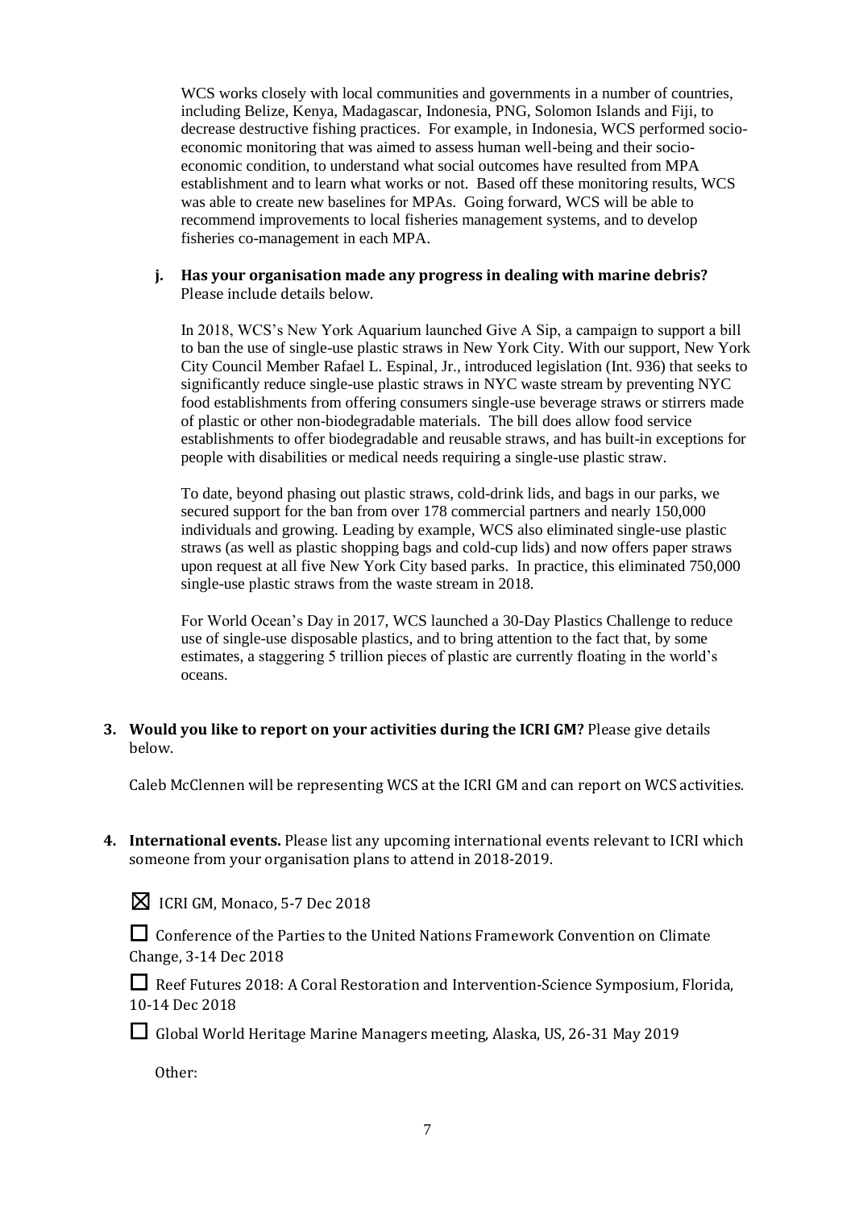WCS works closely with local communities and governments in a number of countries, including Belize, Kenya, Madagascar, Indonesia, PNG, Solomon Islands and Fiji, to decrease destructive fishing practices. For example, in Indonesia, WCS performed socio-economic monitoring that was aimed to assess human well-being and their socio-economic condition, to understand what social outcomes have resulted from MPA establishment and to learn what works or not. Based off these monitoring results, WCS was able to create new baselines for MPAs. Going forward, WCS will be able to recommend improvements to local fisheries management systems, and to develop fisheries co-management in each MPA.

**j. Has your organisation made any progress in dealing with marine debris?** Please include details below.

In 2018, WCS's New York Aquarium launched Give A Sip, a campaign to support a bill to ban the use of single-use plastic straws in New York City. With our support, New York City Council Member Rafael L. Espinal, Jr., introduced legislation (Int. 936) that seeks to significantly reduce single-use plastic straws in NYC waste stream by preventing NYC food establishments from offering consumers single-use beverage straws or stirrers made of plastic or other non-biodegradable materials. The bill does allow food service establishments to offer biodegradable and reusable straws, and has built-in exceptions for people with disabilities or medical needs requiring a single-use plastic straw.

To date, beyond phasing out plastic straws, cold-drink lids, and bags in our parks, we secured support for the ban from over 178 commercial partners and nearly 150,000 individuals and growing. Leading by example, WCS also eliminated single-use plastic straws (as well as plastic shopping bags and cold-cup lids) and now offers paper straws upon request at all five New York City based parks. In practice, this eliminated 750,000 single-use plastic straws from the waste stream in 2018.

For World Ocean's Day in 2017, WCS launched a 30-Day Plastics Challenge to reduce use of single-use disposable plastics, and to bring attention to the fact that, by some estimates, a staggering 5 trillion pieces of plastic are currently floating in the world's oceans.

**3. Would you like to report on your activities during the ICRI GM?** Please give details below.

Caleb McClennen will be representing WCS at the ICRI GM and can report on WCS activities.

**4. International events.** Please list any upcoming international events relevant to ICRI which someone from your organisation plans to attend in 2018-2019.

☒ ICRI GM, Monaco, 5-7 Dec 2018

☐ Conference of the Parties to the United Nations Framework Convention on Climate Change, 3-14 Dec 2018

☐ Reef Futures 2018: A Coral Restoration and Intervention-Science Symposium, Florida, 10-14 Dec 2018

☐ Global World Heritage Marine Managers meeting, Alaska, US, 26-31 May 2019

Other: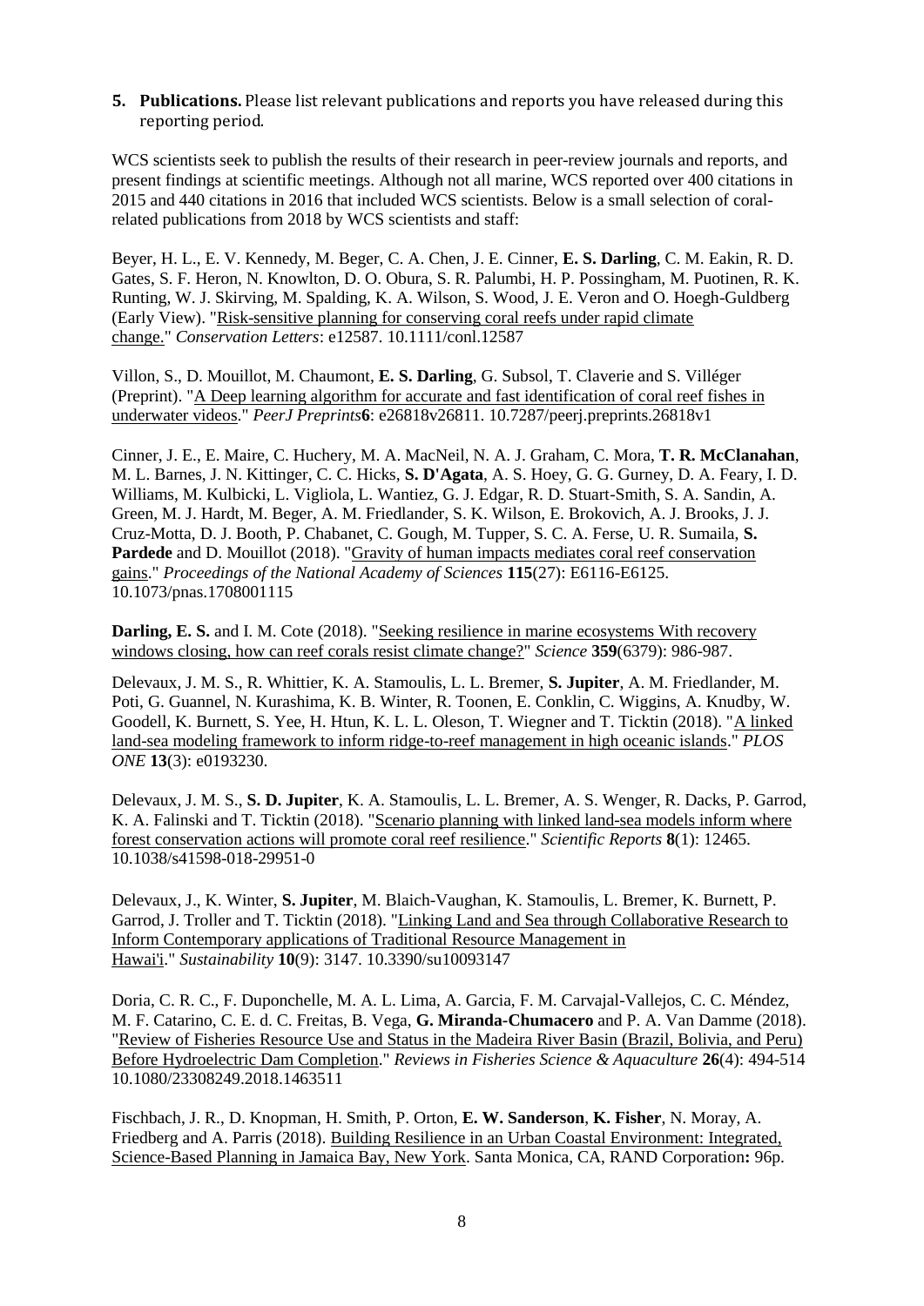**5. Publications.** Please list relevant publications and reports you have released during this reporting period.

WCS scientists seek to publish the results of their research in peer-review journals and reports, and present findings at scientific meetings. Although not all marine, WCS reported over 400 citations in 2015 and 440 citations in 2016 that included WCS scientists. Below is a small selection of coral-related publications from 2018 by WCS scientists and staff:

Beyer, H. L., E. V. Kennedy, M. Beger, C. A. Chen, J. E. Cinner, **E. S. Darling**, C. M. Eakin, R. D. Gates, S. F. Heron, N. Knowlton, D. O. Obura, S. R. Palumbi, H. P. Possingham, M. Puotinen, R. K. Runting, W. J. Skirving, M. Spalding, K. A. Wilson, S. Wood, J. E. Veron and O. Hoegh-Guldberg (Early View). "Risk-sensitive planning for conserving coral reefs under rapid climate change." *Conservation Letters*: e12587. 10.1111/conl.12587

Villon, S., D. Mouillot, M. Chaumont, **E. S. Darling**, G. Subsol, T. Claverie and S. Villéger (Preprint). "A Deep learning algorithm for accurate and fast identification of coral reef fishes in underwater videos." *PeerJ Preprints* **6**: e26818v26811. 10.7287/peerj.preprints.26818v1

Cinner, J. E., E. Maire, C. Huchery, M. A. MacNeil, N. A. J. Graham, C. Mora, **T. R. McClanahan**, M. L. Barnes, J. N. Kittinger, C. C. Hicks, **S. D'Agata**, A. S. Hoey, G. G. Gurney, D. A. Feary, I. D. Williams, M. Kulbicki, L. Vigliola, L. Wantiez, G. J. Edgar, R. D. Stuart-Smith, S. A. Sandin, A. Green, M. J. Hardt, M. Beger, A. M. Friedlander, S. K. Wilson, E. Brokovich, A. J. Brooks, J. J. Cruz-Motta, D. J. Booth, P. Chabanet, C. Gough, M. Tupper, S. C. A. Ferse, U. R. Sumaila, **S. Pardede** and D. Mouillot (2018). "Gravity of human impacts mediates coral reef conservation gains." *Proceedings of the National Academy of Sciences* **115**(27): E6116-E6125. 10.1073/pnas.1708001115

**Darling, E. S.** and I. M. Cote (2018). "Seeking resilience in marine ecosystems With recovery windows closing, how can reef corals resist climate change?" *Science* **359**(6379): 986-987.

Delevaux, J. M. S., R. Whittier, K. A. Stamoulis, L. L. Bremer, **S. Jupiter**, A. M. Friedlander, M. Poti, G. Guannel, N. Kurashima, K. B. Winter, R. Toonen, E. Conklin, C. Wiggins, A. Knudby, W. Goodell, K. Burnett, S. Yee, H. Htun, K. L. L. Oleson, T. Wiegner and T. Ticktin (2018). "A linked land-sea modeling framework to inform ridge-to-reef management in high oceanic islands." *PLOS ONE* **13**(3): e0193230.

Delevaux, J. M. S., **S. D. Jupiter**, K. A. Stamoulis, L. L. Bremer, A. S. Wenger, R. Dacks, P. Garrod, K. A. Falinski and T. Ticktin (2018). "Scenario planning with linked land-sea models inform where forest conservation actions will promote coral reef resilience." *Scientific Reports* **8**(1): 12465. 10.1038/s41598-018-29951-0

Delevaux, J., K. Winter, **S. Jupiter**, M. Blaich-Vaughan, K. Stamoulis, L. Bremer, K. Burnett, P. Garrod, J. Troller and T. Ticktin (2018). "Linking Land and Sea through Collaborative Research to Inform Contemporary applications of Traditional Resource Management in Hawai'i." *Sustainability* **10**(9): 3147. 10.3390/su10093147

Doria, C. R. C., F. Duponchelle, M. A. L. Lima, A. Garcia, F. M. Carvajal-Vallejos, C. C. Méndez, M. F. Catarino, C. E. d. C. Freitas, B. Vega, **G. Miranda-Chumacero** and P. A. Van Damme (2018). "Review of Fisheries Resource Use and Status in the Madeira River Basin (Brazil, Bolivia, and Peru) Before Hydroelectric Dam Completion." *Reviews in Fisheries Science & Aquaculture* **26**(4): 494-514 10.1080/23308249.2018.1463511

Fischbach, J. R., D. Knopman, H. Smith, P. Orton, **E. W. Sanderson**, **K. Fisher**, N. Moray, A. Friedberg and A. Parris (2018). Building Resilience in an Urban Coastal Environment: Integrated, Science-Based Planning in Jamaica Bay, New York. Santa Monica, CA, RAND Corporation**:** 96p.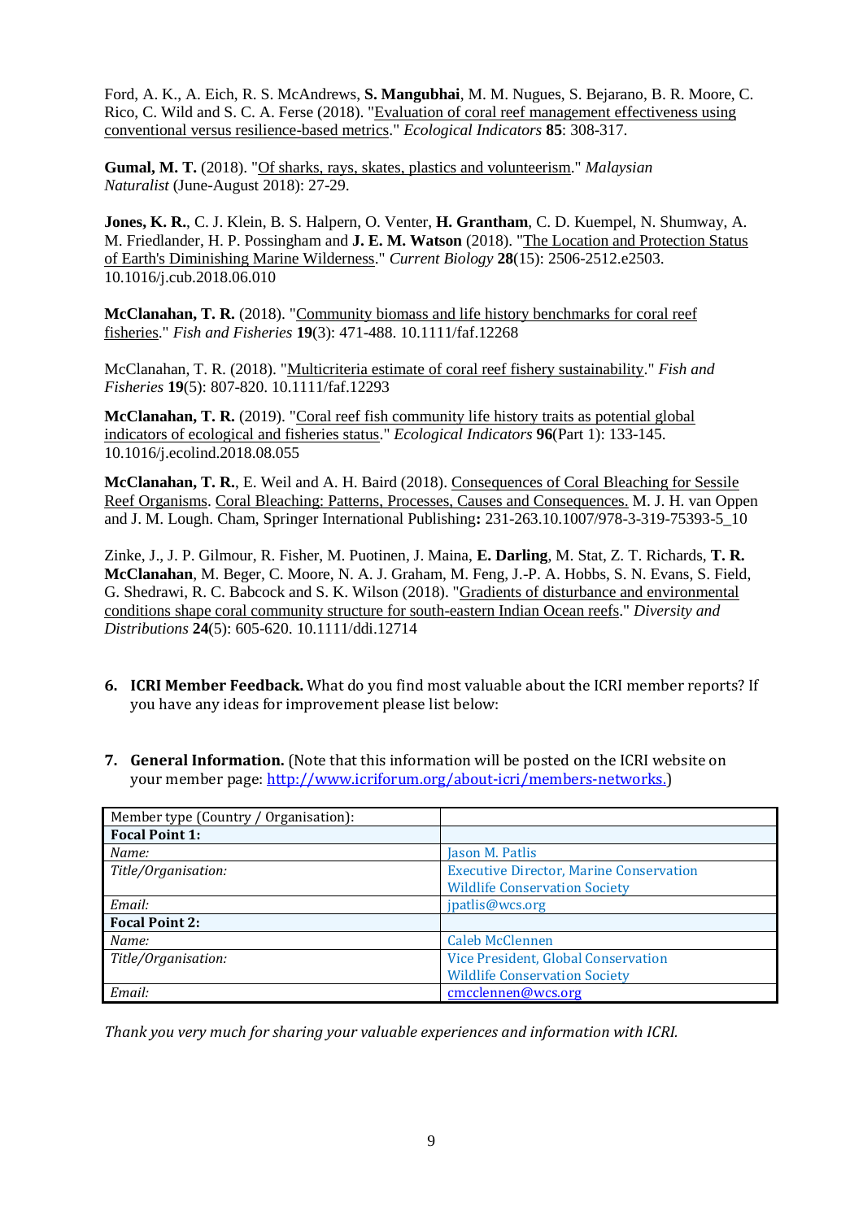Ford, A. K., A. Eich, R. S. McAndrews, **S. Mangubhai**, M. M. Nugues, S. Bejarano, B. R. Moore, C. Rico, C. Wild and S. C. A. Ferse (2018). "Evaluation of coral reef management effectiveness using conventional versus resilience-based metrics." *Ecological Indicators* **85**: 308-317.

**Gumal, M. T.** (2018). "Of sharks, rays, skates, plastics and volunteerism." *Malaysian Naturalist* (June-August 2018): 27-29.

**Jones, K. R.**, C. J. Klein, B. S. Halpern, O. Venter, **H. Grantham**, C. D. Kuempel, N. Shumway, A. M. Friedlander, H. P. Possingham and **J. E. M. Watson** (2018). "The Location and Protection Status of Earth's Diminishing Marine Wilderness." *Current Biology* **28**(15): 2506-2512.e2503. 10.1016/j.cub.2018.06.010

**McClanahan, T. R.** (2018). "Community biomass and life history benchmarks for coral reef fisheries." *Fish and Fisheries* **19**(3): 471-488. 10.1111/faf.12268

McClanahan, T. R. (2018). "Multicriteria estimate of coral reef fishery sustainability." *Fish and Fisheries* **19**(5): 807-820. 10.1111/faf.12293

**McClanahan, T. R.** (2019). "Coral reef fish community life history traits as potential global indicators of ecological and fisheries status." *Ecological Indicators* **96**(Part 1): 133-145. 10.1016/j.ecolind.2018.08.055

**McClanahan, T. R.**, E. Weil and A. H. Baird (2018). Consequences of Coral Bleaching for Sessile Reef Organisms. Coral Bleaching: Patterns, Processes, Causes and Consequences. M. J. H. van Oppen and J. M. Lough. Cham, Springer International Publishing**:** 231-263.10.1007/978-3-319-75393-5_10

Zinke, J., J. P. Gilmour, R. Fisher, M. Puotinen, J. Maina, **E. Darling**, M. Stat, Z. T. Richards, **T. R. McClanahan**, M. Beger, C. Moore, N. A. J. Graham, M. Feng, J.-P. A. Hobbs, S. N. Evans, S. Field, G. Shedrawi, R. C. Babcock and S. K. Wilson (2018). "Gradients of disturbance and environmental conditions shape coral community structure for south-eastern Indian Ocean reefs." *Diversity and Distributions* **24**(5): 605-620. 10.1111/ddi.12714

6. **ICRI Member Feedback.** What do you find most valuable about the ICRI member reports? If you have any ideas for improvement please list below:

7. **General Information.** (Note that this information will be posted on the ICRI website on your member page: http://www.icriforum.org/about-icri/members-networks.)

| | |
|---|---|
| Member type (Country / Organisation): | |
| **Focal Point 1:** | |
| *Name:* | Jason M. Patlis |
| *Title/Organisation:* | Executive Director, Marine Conservation<br>Wildlife Conservation Society |
| *Email:* | jpatlis@wcs.org |
| **Focal Point 2:** | |
| *Name:* | Caleb McClennen |
| *Title/Organisation:* | Vice President, Global Conservation<br>Wildlife Conservation Society |
| *Email:* | cmcclennen@wcs.org |

*Thank you very much for sharing your valuable experiences and information with ICRI.*